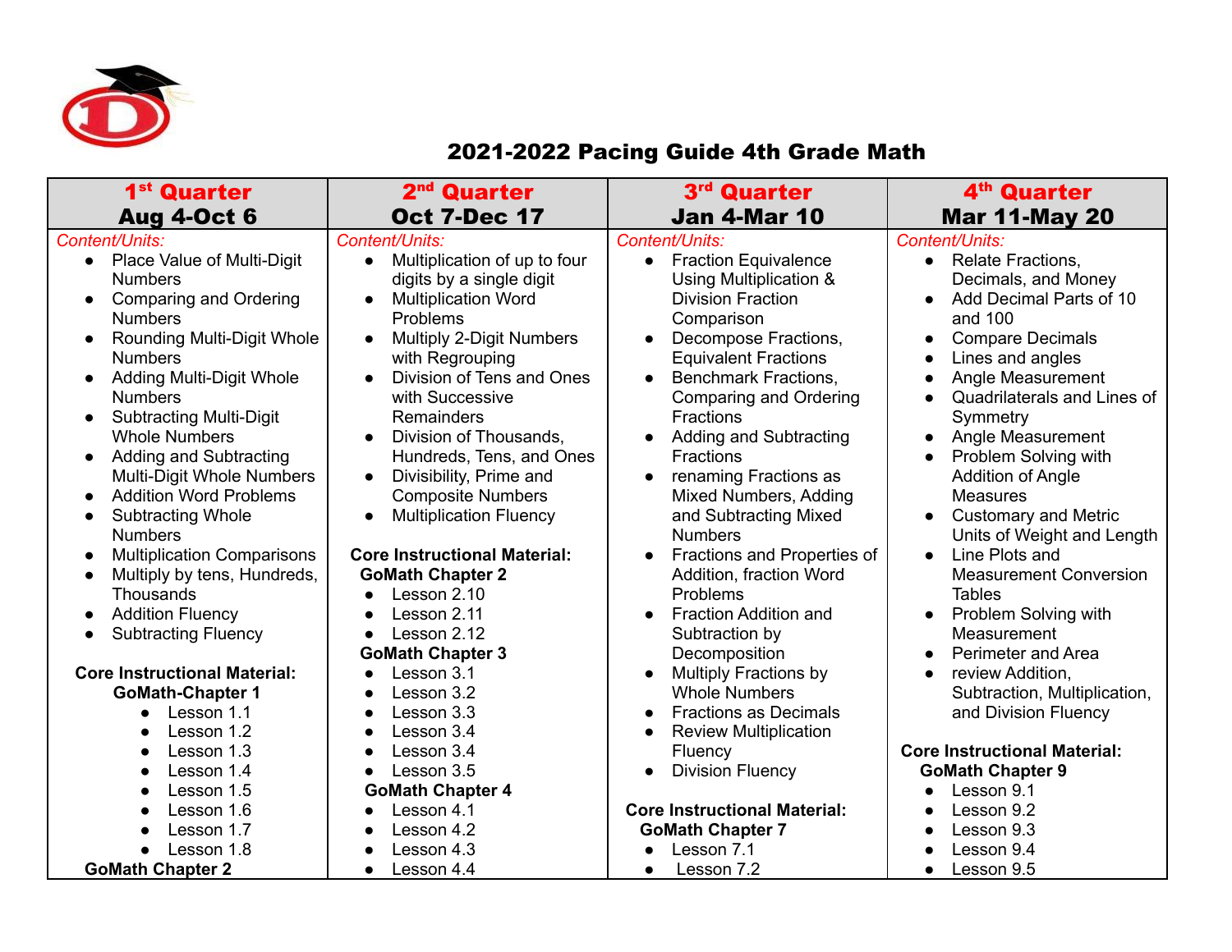# 2021-2022 Pacing Guide 4th Grade Math

| 1st Quarter<br>Aug 4-Oct 6 | 2nd Quarter<br>Oct 7-Dec 17 | 3rd Quarter<br>Jan 4-Mar 10 | 4th Quarter<br>Mar 11-May 20 |
|---|---|---|---|
| *Content/Units:*<br>• Place Value of Multi-Digit Numbers<br>• Comparing and Ordering Numbers<br>• Rounding Multi-Digit Whole Numbers<br>• Adding Multi-Digit Whole Numbers<br>• Subtracting Multi-Digit Whole Numbers<br>• Adding and Subtracting Multi-Digit Whole Numbers<br>• Addition Word Problems<br>• Subtracting Whole Numbers<br>• Multiplication Comparisons<br>• Multiply by tens, Hundreds, Thousands<br>• Addition Fluency<br>• Subtracting Fluency<br><br>**Core Instructional Material:**<br>**GoMath-Chapter 1**<br>• Lesson 1.1<br>• Lesson 1.2<br>• Lesson 1.3<br>• Lesson 1.4<br>• Lesson 1.5<br>• Lesson 1.6<br>• Lesson 1.7<br>• Lesson 1.8<br>**GoMath Chapter 2** | *Content/Units:*<br>• Multiplication of up to four digits by a single digit<br>• Multiplication Word Problems<br>• Multiply 2-Digit Numbers with Regrouping<br>• Division of Tens and Ones with Successive Remainders<br>• Division of Thousands, Hundreds, Tens, and Ones<br>• Divisibility, Prime and Composite Numbers<br>• Multiplication Fluency<br><br>**Core Instructional Material:**<br>**GoMath Chapter 2**<br>• Lesson 2.10<br>• Lesson 2.11<br>• Lesson 2.12<br>**GoMath Chapter 3**<br>• Lesson 3.1<br>• Lesson 3.2<br>• Lesson 3.3<br>• Lesson 3.4<br>• Lesson 3.4<br>• Lesson 3.5<br>**GoMath Chapter 4**<br>• Lesson 4.1<br>• Lesson 4.2<br>• Lesson 4.3<br>• Lesson 4.4 | *Content/Units:*<br>• Fraction Equivalence Using Multiplication & Division Fraction Comparison<br>• Decompose Fractions, Equivalent Fractions<br>• Benchmark Fractions, Comparing and Ordering Fractions<br>• Adding and Subtracting Fractions<br>• renaming Fractions as Mixed Numbers, Adding and Subtracting Mixed Numbers<br>• Fractions and Properties of Addition, fraction Word Problems<br>• Fraction Addition and Subtraction by Decomposition<br>• Multiply Fractions by Whole Numbers<br>• Fractions as Decimals<br>• Review Multiplication Fluency<br>• Division Fluency<br><br>**Core Instructional Material:**<br>**GoMath Chapter 7**<br>• Lesson 7.1<br>• Lesson 7.2 | *Content/Units:*<br>• Relate Fractions, Decimals, and Money<br>• Add Decimal Parts of 10 and 100<br>• Compare Decimals<br>• Lines and angles<br>• Angle Measurement<br>• Quadrilaterals and Lines of Symmetry<br>• Angle Measurement<br>• Problem Solving with Addition of Angle Measures<br>• Customary and Metric Units of Weight and Length<br>• Line Plots and Measurement Conversion Tables<br>• Problem Solving with Measurement<br>• Perimeter and Area<br>• review Addition, Subtraction, Multiplication, and Division Fluency<br><br>**Core Instructional Material:**<br>**GoMath Chapter 9**<br>• Lesson 9.1<br>• Lesson 9.2<br>• Lesson 9.3<br>• Lesson 9.4<br>• Lesson 9.5 |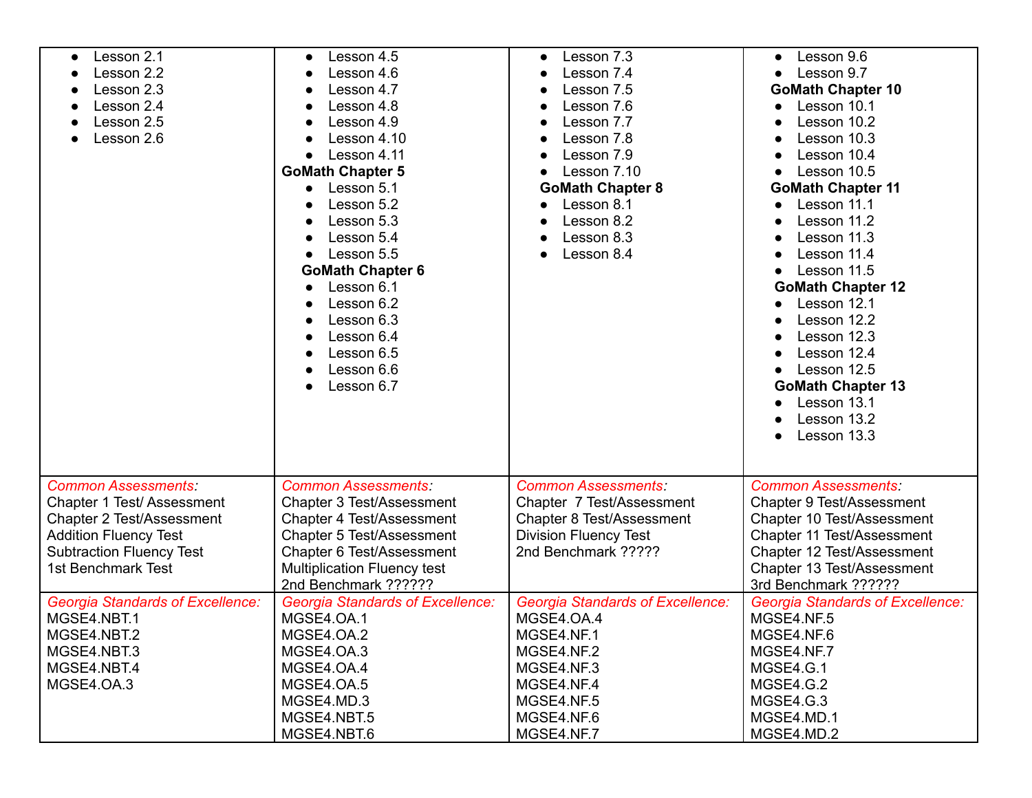| | | | |
|---|---|---|---|
| • Lesson 2.1<br>• Lesson 2.2<br>• Lesson 2.3<br>• Lesson 2.4<br>• Lesson 2.5<br>• Lesson 2.6 | • Lesson 4.5<br>• Lesson 4.6<br>• Lesson 4.7<br>• Lesson 4.8<br>• Lesson 4.9<br>• Lesson 4.10<br>• Lesson 4.11<br>**GoMath Chapter 5**<br>• Lesson 5.1<br>• Lesson 5.2<br>• Lesson 5.3<br>• Lesson 5.4<br>• Lesson 5.5<br>**GoMath Chapter 6**<br>• Lesson 6.1<br>• Lesson 6.2<br>• Lesson 6.3<br>• Lesson 6.4<br>• Lesson 6.5<br>• Lesson 6.6<br>• Lesson 6.7 | • Lesson 7.3<br>• Lesson 7.4<br>• Lesson 7.5<br>• Lesson 7.6<br>• Lesson 7.7<br>• Lesson 7.8<br>• Lesson 7.9<br>• Lesson 7.10<br>**GoMath Chapter 8**<br>• Lesson 8.1<br>• Lesson 8.2<br>• Lesson 8.3<br>• Lesson 8.4 | • Lesson 9.6<br>• Lesson 9.7<br>**GoMath Chapter 10**<br>• Lesson 10.1<br>• Lesson 10.2<br>• Lesson 10.3<br>• Lesson 10.4<br>• Lesson 10.5<br>**GoMath Chapter 11**<br>• Lesson 11.1<br>• Lesson 11.2<br>• Lesson 11.3<br>• Lesson 11.4<br>• Lesson 11.5<br>**GoMath Chapter 12**<br>• Lesson 12.1<br>• Lesson 12.2<br>• Lesson 12.3<br>• Lesson 12.4<br>• Lesson 12.5<br>**GoMath Chapter 13**<br>• Lesson 13.1<br>• Lesson 13.2<br>• Lesson 13.3 |
| *Common Assessments:*<br>Chapter 1 Test/ Assessment<br>Chapter 2 Test/Assessment<br>Addition Fluency Test<br>Subtraction Fluency Test<br>1st Benchmark Test | *Common Assessments:*<br>Chapter 3 Test/Assessment<br>Chapter 4 Test/Assessment<br>Chapter 5 Test/Assessment<br>Chapter 6 Test/Assessment<br>Multiplication Fluency test<br>2nd Benchmark ?????? | *Common Assessments:*<br>Chapter 7 Test/Assessment<br>Chapter 8 Test/Assessment<br>Division Fluency Test<br>2nd Benchmark ????? | *Common Assessments:*<br>Chapter 9 Test/Assessment<br>Chapter 10 Test/Assessment<br>Chapter 11 Test/Assessment<br>Chapter 12 Test/Assessment<br>Chapter 13 Test/Assessment<br>3rd Benchmark ?????? |
| *Georgia Standards of Excellence:*<br>MGSE4.NBT.1<br>MGSE4.NBT.2<br>MGSE4.NBT.3<br>MGSE4.NBT.4<br>MGSE4.OA.3 | *Georgia Standards of Excellence:*<br>MGSE4.OA.1<br>MGSE4.OA.2<br>MGSE4.OA.3<br>MGSE4.OA.4<br>MGSE4.OA.5<br>MGSE4.MD.3<br>MGSE4.NBT.5<br>MGSE4.NBT.6 | *Georgia Standards of Excellence:*<br>MGSE4.OA.4<br>MGSE4.NF.1<br>MGSE4.NF.2<br>MGSE4.NF.3<br>MGSE4.NF.4<br>MGSE4.NF.5<br>MGSE4.NF.6<br>MGSE4.NF.7 | *Georgia Standards of Excellence:*<br>MGSE4.NF.5<br>MGSE4.NF.6<br>MGSE4.NF.7<br>MGSE4.G.1<br>MGSE4.G.2<br>MGSE4.G.3<br>MGSE4.MD.1<br>MGSE4.MD.2 |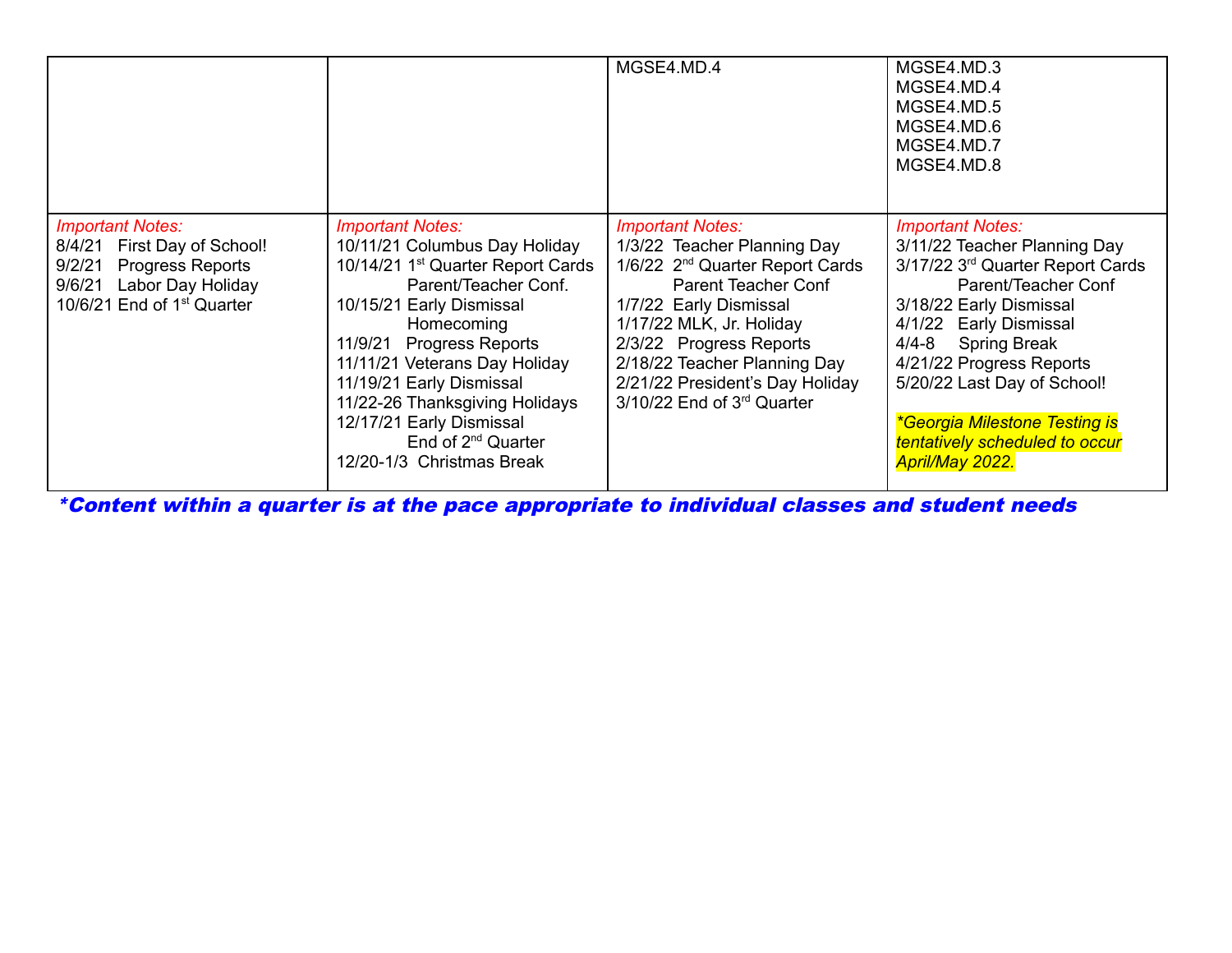| | | | |
|---|---|---|---|
| | | MGSE4.MD.4 | MGSE4.MD.3<br>MGSE4.MD.4<br>MGSE4.MD.5<br>MGSE4.MD.6<br>MGSE4.MD.7<br>MGSE4.MD.8 |
| *Important Notes:*<br>8/4/21 First Day of School!<br>9/2/21 Progress Reports<br>9/6/21 Labor Day Holiday<br>10/6/21 End of 1st Quarter | *Important Notes:*<br>10/11/21 Columbus Day Holiday<br>10/14/21 1st Quarter Report Cards Parent/Teacher Conf.<br>10/15/21 Early Dismissal Homecoming<br>11/9/21 Progress Reports<br>11/11/21 Veterans Day Holiday<br>11/19/21 Early Dismissal<br>11/22-26 Thanksgiving Holidays<br>12/17/21 Early Dismissal End of 2nd Quarter<br>12/20-1/3 Christmas Break | *Important Notes:*<br>1/3/22 Teacher Planning Day<br>1/6/22 2nd Quarter Report Cards Parent Teacher Conf<br>1/7/22 Early Dismissal<br>1/17/22 MLK, Jr. Holiday<br>2/3/22 Progress Reports<br>2/18/22 Teacher Planning Day<br>2/21/22 President's Day Holiday<br>3/10/22 End of 3rd Quarter | *Important Notes:*<br>3/11/22 Teacher Planning Day<br>3/17/22 3rd Quarter Report Cards Parent/Teacher Conf<br>3/18/22 Early Dismissal<br>4/1/22 Early Dismissal<br>4/4-8 Spring Break<br>4/21/22 Progress Reports<br>5/20/22 Last Day of School!<br><br>*\*Georgia Milestone Testing is tentatively scheduled to occur April/May 2022.* |

***Content within a quarter is at the pace appropriate to individual classes and student needs**